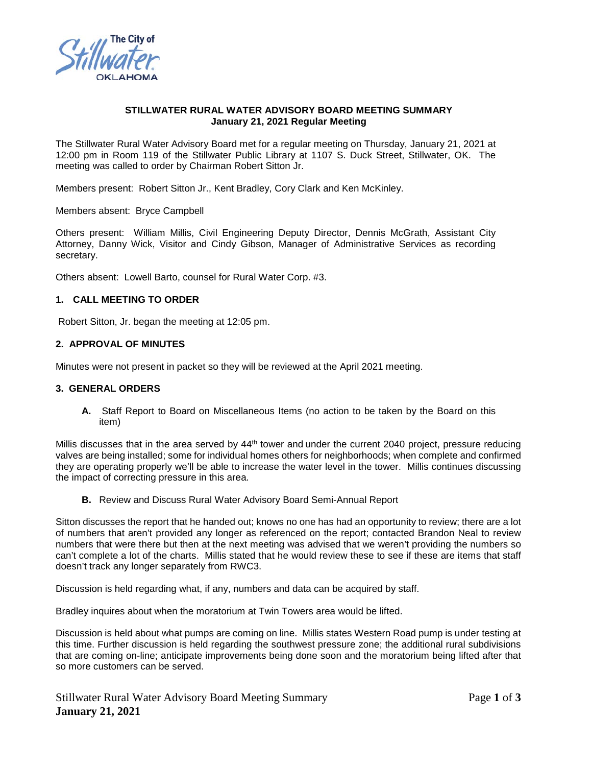**STILLWATER RURAL WATER ADVISORY BOARD MEETING SUMMARY**
**January 21, 2021 Regular Meeting**

The Stillwater Rural Water Advisory Board met for a regular meeting on Thursday, January 21, 2021 at 12:00 pm in Room 119 of the Stillwater Public Library at 1107 S. Duck Street, Stillwater, OK. The meeting was called to order by Chairman Robert Sitton Jr.

Members present: Robert Sitton Jr., Kent Bradley, Cory Clark and Ken McKinley.

Members absent: Bryce Campbell

Others present: William Millis, Civil Engineering Deputy Director, Dennis McGrath, Assistant City Attorney, Danny Wick, Visitor and Cindy Gibson, Manager of Administrative Services as recording secretary.

Others absent: Lowell Barto, counsel for Rural Water Corp. #3.

### 1. CALL MEETING TO ORDER

Robert Sitton, Jr. began the meeting at 12:05 pm.

### 2. APPROVAL OF MINUTES

Minutes were not present in packet so they will be reviewed at the April 2021 meeting.

### 3. GENERAL ORDERS

**A.** Staff Report to Board on Miscellaneous Items (no action to be taken by the Board on this item)

Millis discusses that in the area served by 44th tower and under the current 2040 project, pressure reducing valves are being installed; some for individual homes others for neighborhoods; when complete and confirmed they are operating properly we'll be able to increase the water level in the tower. Millis continues discussing the impact of correcting pressure in this area.

**B.** Review and Discuss Rural Water Advisory Board Semi-Annual Report

Sitton discusses the report that he handed out; knows no one has had an opportunity to review; there are a lot of numbers that aren't provided any longer as referenced on the report; contacted Brandon Neal to review numbers that were there but then at the next meeting was advised that we weren't providing the numbers so can't complete a lot of the charts. Millis stated that he would review these to see if these are items that staff doesn't track any longer separately from RWC3.

Discussion is held regarding what, if any, numbers and data can be acquired by staff.

Bradley inquires about when the moratorium at Twin Towers area would be lifted.

Discussion is held about what pumps are coming on line. Millis states Western Road pump is under testing at this time. Further discussion is held regarding the southwest pressure zone; the additional rural subdivisions that are coming on-line; anticipate improvements being done soon and the moratorium being lifted after that so more customers can be served.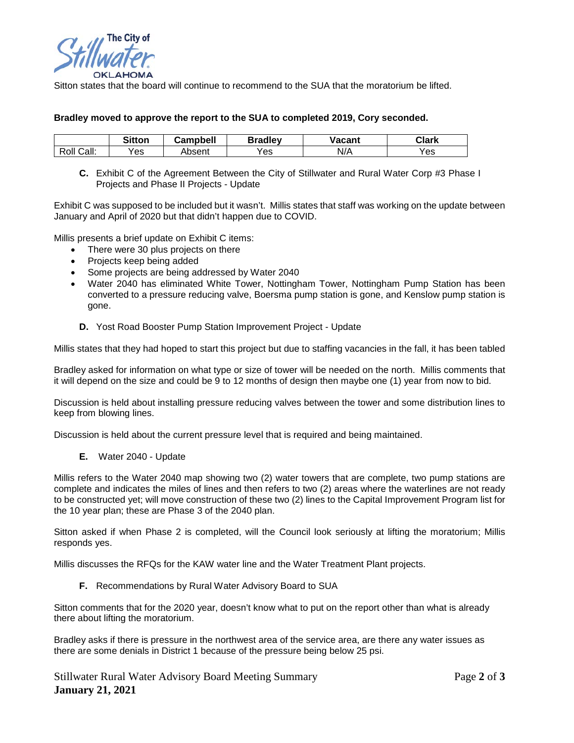Sitton states that the board will continue to recommend to the SUA that the moratorium be lifted.

**Bradley moved to approve the report to the SUA to completed 2019, Cory seconded.**

| | Sitton | Campbell | Bradley | Vacant | Clark |
|---|---|---|---|---|---|
| Roll Call: | Yes | Absent | Yes | N/A | Yes |

**C.** Exhibit C of the Agreement Between the City of Stillwater and Rural Water Corp #3 Phase I Projects and Phase II Projects - Update

Exhibit C was supposed to be included but it wasn't. Millis states that staff was working on the update between January and April of 2020 but that didn't happen due to COVID.

Millis presents a brief update on Exhibit C items:

- There were 30 plus projects on there
- Projects keep being added
- Some projects are being addressed by Water 2040
- Water 2040 has eliminated White Tower, Nottingham Tower, Nottingham Pump Station has been converted to a pressure reducing valve, Boersma pump station is gone, and Kenslow pump station is gone.

**D.** Yost Road Booster Pump Station Improvement Project - Update

Millis states that they had hoped to start this project but due to staffing vacancies in the fall, it has been tabled

Bradley asked for information on what type or size of tower will be needed on the north. Millis comments that it will depend on the size and could be 9 to 12 months of design then maybe one (1) year from now to bid.

Discussion is held about installing pressure reducing valves between the tower and some distribution lines to keep from blowing lines.

Discussion is held about the current pressure level that is required and being maintained.

**E.** Water 2040 - Update

Millis refers to the Water 2040 map showing two (2) water towers that are complete, two pump stations are complete and indicates the miles of lines and then refers to two (2) areas where the waterlines are not ready to be constructed yet; will move construction of these two (2) lines to the Capital Improvement Program list for the 10 year plan; these are Phase 3 of the 2040 plan.

Sitton asked if when Phase 2 is completed, will the Council look seriously at lifting the moratorium; Millis responds yes.

Millis discusses the RFQs for the KAW water line and the Water Treatment Plant projects.

**F.** Recommendations by Rural Water Advisory Board to SUA

Sitton comments that for the 2020 year, doesn't know what to put on the report other than what is already there about lifting the moratorium.

Bradley asks if there is pressure in the northwest area of the service area, are there any water issues as there are some denials in District 1 because of the pressure being below 25 psi.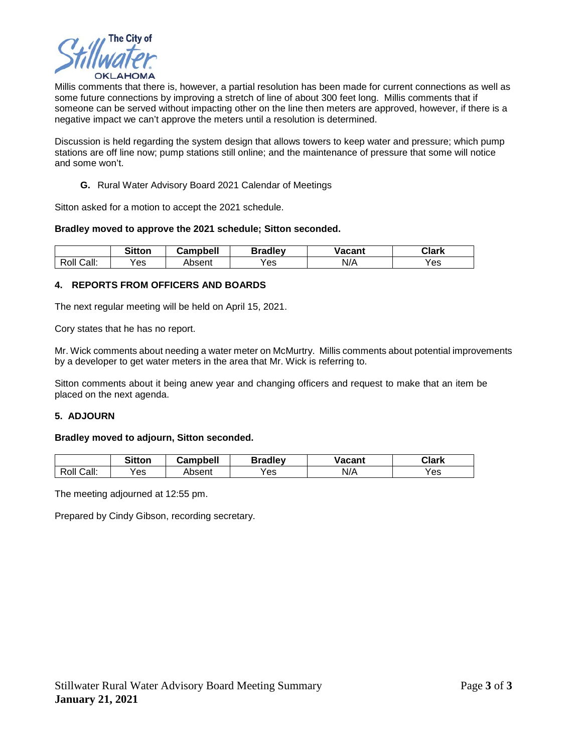Millis comments that there is, however, a partial resolution has been made for current connections as well as some future connections by improving a stretch of line of about 300 feet long. Millis comments that if someone can be served without impacting other on the line then meters are approved, however, if there is a negative impact we can't approve the meters until a resolution is determined.

Discussion is held regarding the system design that allows towers to keep water and pressure; which pump stations are off line now; pump stations still online; and the maintenance of pressure that some will notice and some won't.

**G.** Rural Water Advisory Board 2021 Calendar of Meetings

Sitton asked for a motion to accept the 2021 schedule.

**Bradley moved to approve the 2021 schedule; Sitton seconded.**

| | Sitton | Campbell | Bradley | Vacant | Clark |
|---|---|---|---|---|---|
| Roll Call: | Yes | Absent | Yes | N/A | Yes |

## 4. REPORTS FROM OFFICERS AND BOARDS

The next regular meeting will be held on April 15, 2021.

Cory states that he has no report.

Mr. Wick comments about needing a water meter on McMurtry. Millis comments about potential improvements by a developer to get water meters in the area that Mr. Wick is referring to.

Sitton comments about it being anew year and changing officers and request to make that an item be placed on the next agenda.

## 5. ADJOURN

**Bradley moved to adjourn, Sitton seconded.**

| | Sitton | Campbell | Bradley | Vacant | Clark |
|---|---|---|---|---|---|
| Roll Call: | Yes | Absent | Yes | N/A | Yes |

The meeting adjourned at 12:55 pm.

Prepared by Cindy Gibson, recording secretary.